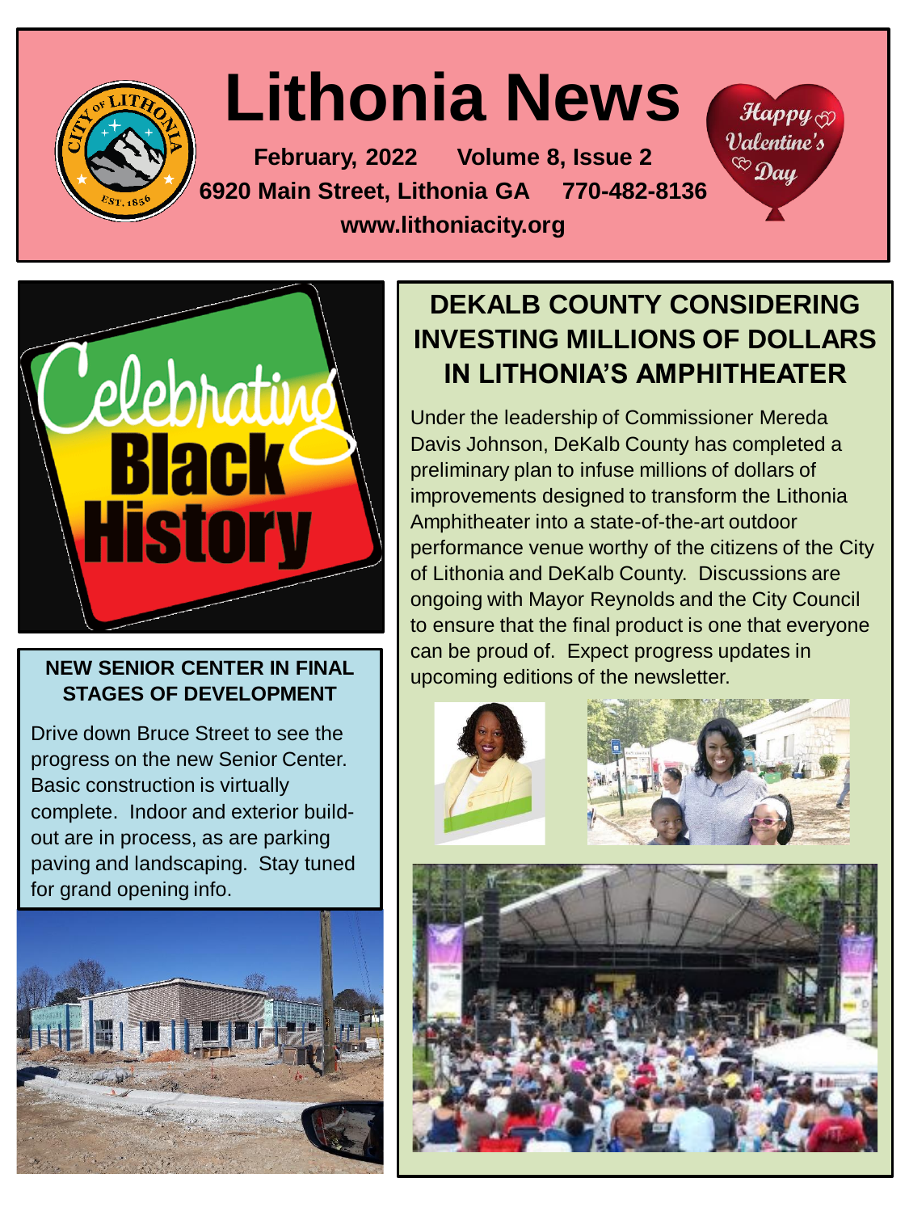# Lithonia News

**February, 2022 Volume 8, Issue 2**

**6920 Main Street, Lithonia GA 770-482-8136**

**www.lithoniacity.org**

Happy Valentine's Day

Celebrating Black History

## NEW SENIOR CENTER IN FINAL STAGES OF DEVELOPMENT

Drive down Bruce Street to see the progress on the new Senior Center. Basic construction is virtually complete. Indoor and exterior build-out are in process, as are parking paving and landscaping. Stay tuned for grand opening info.

## DEKALB COUNTY CONSIDERING INVESTING MILLIONS OF DOLLARS IN LITHONIA'S AMPHITHEATER

Under the leadership of Commissioner Mereda Davis Johnson, DeKalb County has completed a preliminary plan to infuse millions of dollars of improvements designed to transform the Lithonia Amphitheater into a state-of-the-art outdoor performance venue worthy of the citizens of the City of Lithonia and DeKalb County. Discussions are ongoing with Mayor Reynolds and the City Council to ensure that the final product is one that everyone can be proud of. Expect progress updates in upcoming editions of the newsletter.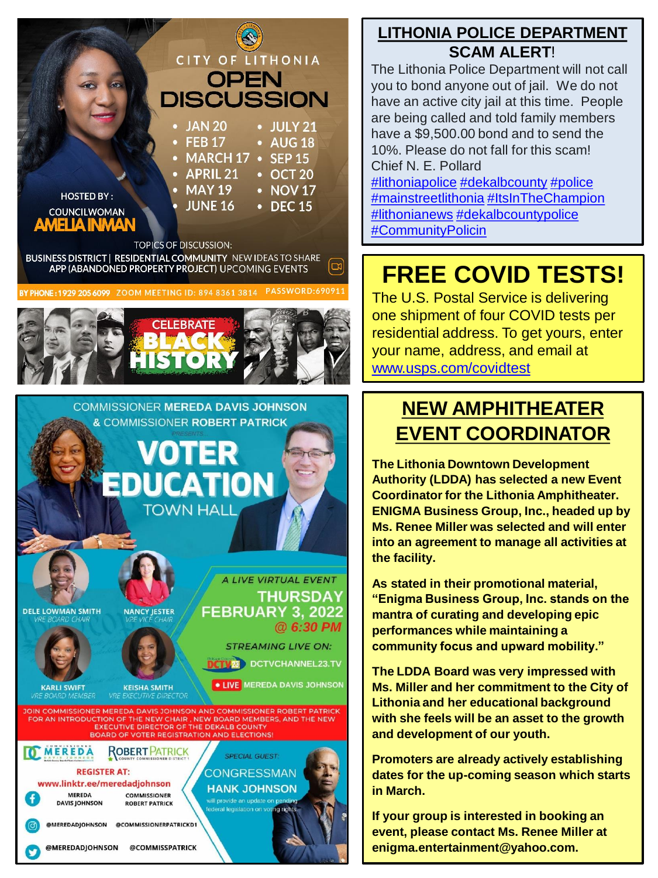CITY OF LITHONIA

# OPEN DISCUSSION

- JAN 20
- FEB 17
- MARCH 17
- APRIL 21
- MAY 19
- JUNE 16
- JULY 21
- AUG 18
- SEP 15
- OCT 20
- NOV 17
- DEC 15

HOSTED BY :
COUNCILWOMAN
**AMELIA INMAN**

TOPICS OF DISCUSSION:
BUSINESS DISTRICT | RESIDENTIAL COMMUNITY NEW IDEAS TO SHARE
APP (ABANDONED PROPERTY PROJECT) UPCOMING EVENTS

BY PHONE: 1929 205 6099 ZOOM MEETING ID: 894 8361 3814 PASSWORD: 690911

CELEBRATE BLACK HISTORY

COMMISSIONER **MEREDA DAVIS JOHNSON** & COMMISSIONER **ROBERT PATRICK**

PRESENTS

# VOTER EDUCATION TOWN HALL

DELE LOWMAN SMITH – VRE BOARD CHAIR
NANCY JESTER – VRE VICE CHAIR
KARLI SWIFT – VRE BOARD MEMBER
KEISHA SMITH – VRE EXECUTIVE DIRECTOR

*A LIVE VIRTUAL EVENT*
**THURSDAY FEBRUARY 3, 2022 @ 6:30 PM**

*STREAMING LIVE ON:*
DCTVCHANNEL23.TV
LIVE MEREDA DAVIS JOHNSON

JOIN COMMISSIONER MEREDA DAVIS JOHNSON AND COMMISSIONER ROBERT PATRICK FOR AN INTRODUCTION OF THE NEW CHAIR, NEW BOARD MEMBERS, AND THE NEW EXECUTIVE DIRECTOR OF THE DEKALB COUNTY BOARD OF VOTER REGISTRATION AND ELECTIONS!

REGISTER AT:
www.linktr.ee/meredadjohnson

MEREDA DAVIS JOHNSON | COMMISSIONER ROBERT PATRICK
@MEREDADJOHNSON @COMMISSIONERPATRICKD1
@MEREDADJOHNSON @COMMISSPATRICK

*SPECIAL GUEST:*
CONGRESSMAN **HANK JOHNSON**
will provide an update on pending federal legislation on voting rights.

## LITHONIA POLICE DEPARTMENT SCAM ALERT!

The Lithonia Police Department will not call you to bond anyone out of jail. We do not have an active city jail at this time. People are being called and told family members have a $9,500.00 bond and to send the 10%. Please do not fall for this scam!
Chief N. E. Pollard
#lithoniapolice #dekalbcounty #police #mainstreetlithonia #ItsInTheChampion #lithonianews #dekalbcountypolice #CommunityPolicin

## FREE COVID TESTS!

The U.S. Postal Service is delivering one shipment of four COVID tests per residential address. To get yours, enter your name, address, and email at www.usps.com/covidtest

## NEW AMPHITHEATER EVENT COORDINATOR

**The Lithonia Downtown Development Authority (LDDA) has selected a new Event Coordinator for the Lithonia Amphitheater. ENIGMA Business Group, Inc., headed up by Ms. Renee Miller was selected and will enter into an agreement to manage all activities at the facility.**

**As stated in their promotional material, "Enigma Business Group, Inc. stands on the mantra of curating and developing epic performances while maintaining a community focus and upward mobility."**

**The LDDA Board was very impressed with Ms. Miller and her commitment to the City of Lithonia and her educational background with she feels will be an asset to the growth and development of our youth.**

**Promoters are already actively establishing dates for the up-coming season which starts in March.**

**If your group is interested in booking an event, please contact Ms. Renee Miller at enigma.entertainment@yahoo.com.**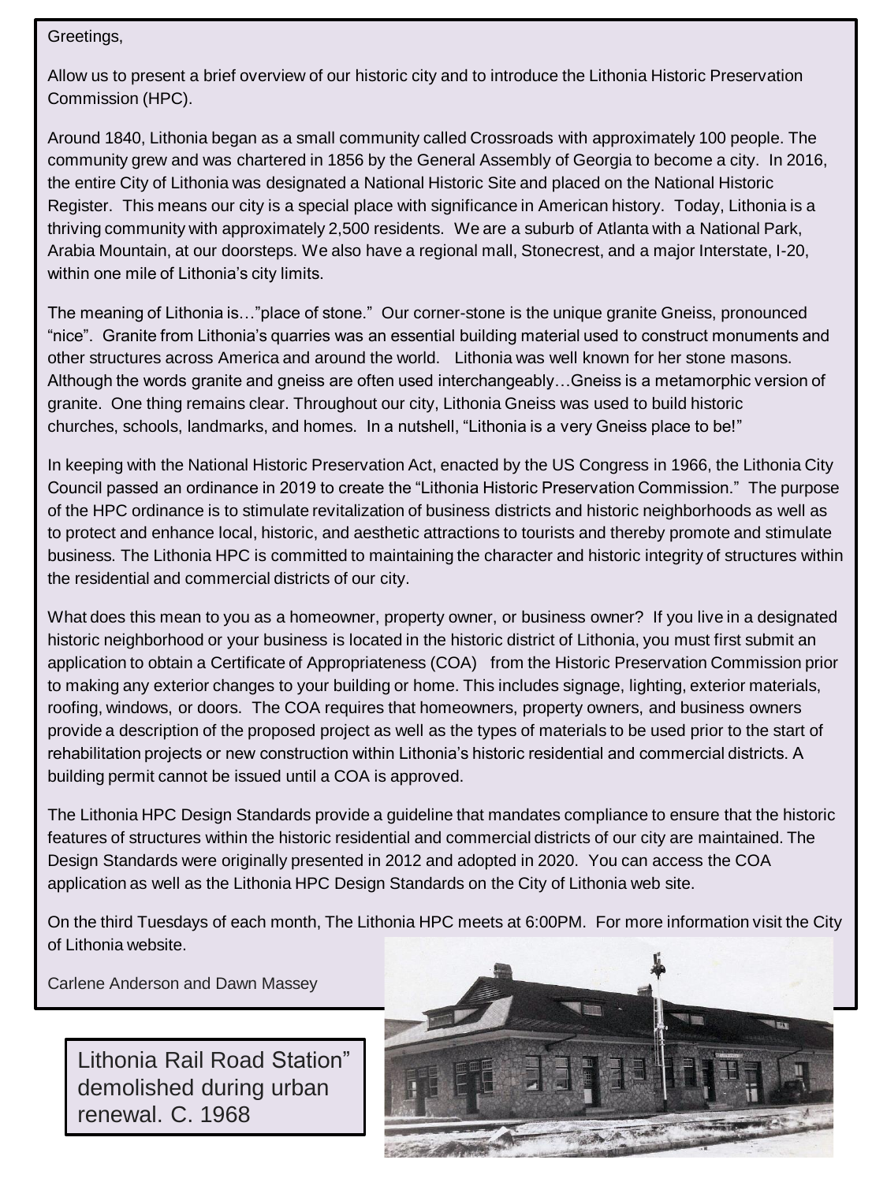Greetings,

Allow us to present a brief overview of our historic city and to introduce the Lithonia Historic Preservation Commission (HPC).

Around 1840, Lithonia began as a small community called Crossroads with approximately 100 people. The community grew and was chartered in 1856 by the General Assembly of Georgia to become a city. In 2016, the entire City of Lithonia was designated a National Historic Site and placed on the National Historic Register. This means our city is a special place with significance in American history. Today, Lithonia is a thriving community with approximately 2,500 residents. We are a suburb of Atlanta with a National Park, Arabia Mountain, at our doorsteps. We also have a regional mall, Stonecrest, and a major Interstate, I-20, within one mile of Lithonia's city limits.

The meaning of Lithonia is…"place of stone." Our corner-stone is the unique granite Gneiss, pronounced "nice". Granite from Lithonia's quarries was an essential building material used to construct monuments and other structures across America and around the world. Lithonia was well known for her stone masons. Although the words granite and gneiss are often used interchangeably…Gneiss is a metamorphic version of granite. One thing remains clear. Throughout our city, Lithonia Gneiss was used to build historic churches, schools, landmarks, and homes. In a nutshell, "Lithonia is a very Gneiss place to be!"

In keeping with the National Historic Preservation Act, enacted by the US Congress in 1966, the Lithonia City Council passed an ordinance in 2019 to create the "Lithonia Historic Preservation Commission." The purpose of the HPC ordinance is to stimulate revitalization of business districts and historic neighborhoods as well as to protect and enhance local, historic, and aesthetic attractions to tourists and thereby promote and stimulate business. The Lithonia HPC is committed to maintaining the character and historic integrity of structures within the residential and commercial districts of our city.

What does this mean to you as a homeowner, property owner, or business owner? If you live in a designated historic neighborhood or your business is located in the historic district of Lithonia, you must first submit an application to obtain a Certificate of Appropriateness (COA) from the Historic Preservation Commission prior to making any exterior changes to your building or home. This includes signage, lighting, exterior materials, roofing, windows, or doors. The COA requires that homeowners, property owners, and business owners provide a description of the proposed project as well as the types of materials to be used prior to the start of rehabilitation projects or new construction within Lithonia's historic residential and commercial districts. A building permit cannot be issued until a COA is approved.

The Lithonia HPC Design Standards provide a guideline that mandates compliance to ensure that the historic features of structures within the historic residential and commercial districts of our city are maintained. The Design Standards were originally presented in 2012 and adopted in 2020. You can access the COA application as well as the Lithonia HPC Design Standards on the City of Lithonia web site.

On the third Tuesdays of each month, The Lithonia HPC meets at 6:00PM. For more information visit the City of Lithonia website.

Carlene Anderson and Dawn Massey

Lithonia Rail Road Station" demolished during urban renewal. C. 1968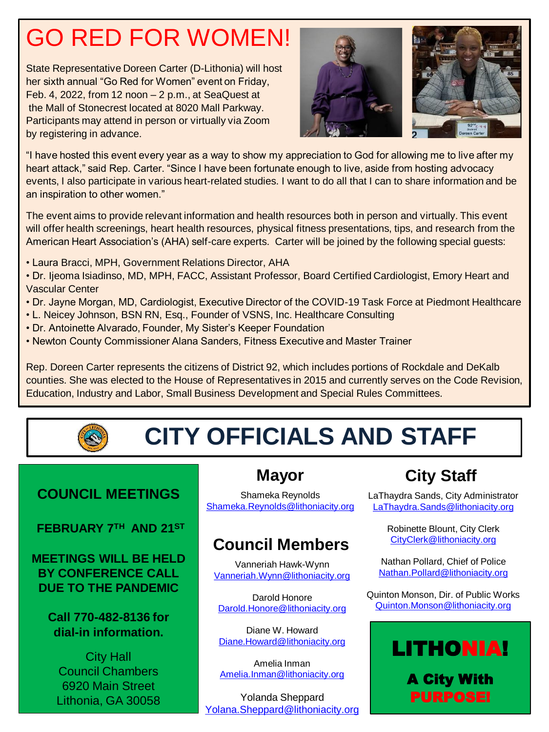# GO RED FOR WOMEN!

State Representative Doreen Carter (D-Lithonia) will host her sixth annual "Go Red for Women" event on Friday, Feb. 4, 2022, from 12 noon – 2 p.m., at SeaQuest at the Mall of Stonecrest located at 8020 Mall Parkway. Participants may attend in person or virtually via Zoom by registering in advance.

"I have hosted this event every year as a way to show my appreciation to God for allowing me to live after my heart attack," said Rep. Carter. "Since I have been fortunate enough to live, aside from hosting advocacy events, I also participate in various heart-related studies. I want to do all that I can to share information and be an inspiration to other women."

The event aims to provide relevant information and health resources both in person and virtually. This event will offer health screenings, heart health resources, physical fitness presentations, tips, and research from the American Heart Association's (AHA) self-care experts. Carter will be joined by the following special guests:

- Laura Bracci, MPH, Government Relations Director, AHA
- Dr. Ijeoma Isiadinso, MD, MPH, FACC, Assistant Professor, Board Certified Cardiologist, Emory Heart and Vascular Center
- Dr. Jayne Morgan, MD, Cardiologist, Executive Director of the COVID-19 Task Force at Piedmont Healthcare
- L. Neicey Johnson, BSN RN, Esq., Founder of VSNS, Inc. Healthcare Consulting
- Dr. Antoinette Alvarado, Founder, My Sister's Keeper Foundation
- Newton County Commissioner Alana Sanders, Fitness Executive and Master Trainer

Rep. Doreen Carter represents the citizens of District 92, which includes portions of Rockdale and DeKalb counties. She was elected to the House of Representatives in 2015 and currently serves on the Code Revision, Education, Industry and Labor, Small Business Development and Special Rules Committees.

# CITY OFFICIALS AND STAFF

**COUNCIL MEETINGS**

**FEBRUARY 7TH AND 21ST**

**MEETINGS WILL BE HELD BY CONFERENCE CALL DUE TO THE PANDEMIC**

**Call 770-482-8136 for dial-in information.**

City Hall
Council Chambers
6920 Main Street
Lithonia, GA 30058

## Mayor

Shameka Reynolds
Shameka.Reynolds@lithoniacity.org

## Council Members

Vanneriah Hawk-Wynn
Vanneriah.Wynn@lithoniacity.org

Darold Honore
Darold.Honore@lithoniacity.org

Diane W. Howard
Diane.Howard@lithoniacity.org

Amelia Inman
Amelia.Inman@lithoniacity.org

Yolanda Sheppard
Yolana.Sheppard@lithoniacity.org

## City Staff

LaThaydra Sands, City Administrator
LaThaydra.Sands@lithoniacity.org

Robinette Blount, City Clerk
CityClerk@lithoniacity.org

Nathan Pollard, Chief of Police
Nathan.Pollard@lithoniacity.org

Quinton Monson, Dir. of Public Works
Quinton.Monson@lithoniacity.org

**LITHONIA!**

**A City With PURPOSE!**